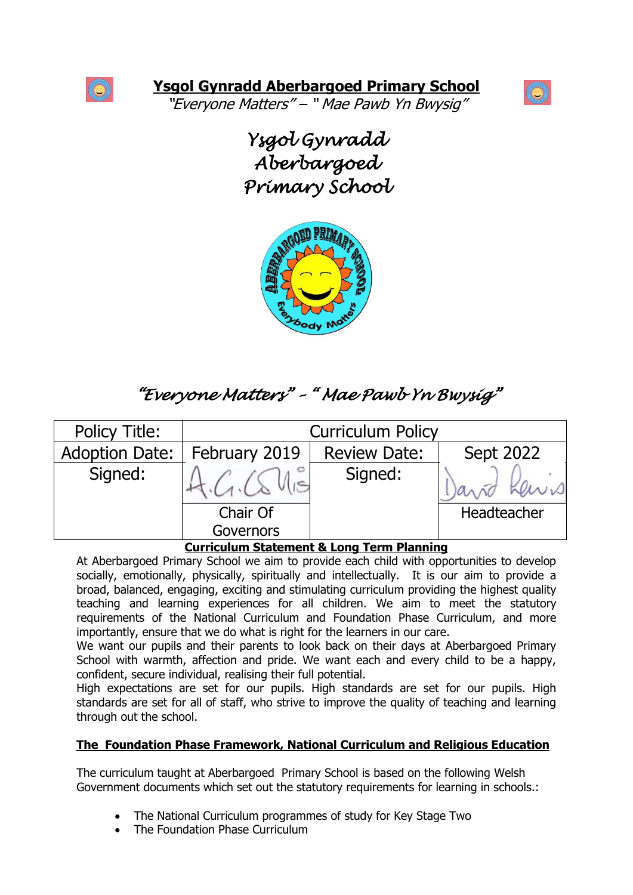# Ysgol Gynradd Aberbargoed Primary School

*"Everyone Matters" – " Mae Pawb Yn Bwysig"*

## *Ysgol Gynradd Aberbargoed Primary School*

*"Everyone Matters" – " Mae Pawb Yn Bwysig"*

| Policy Title: | Curriculum Policy | | |
|---|---|---|---|
| Adoption Date: | February 2019 | Review Date: | Sept 2022 |
| Signed: | A.G.Collis | Signed: | David Lewis |
| | Chair Of Governors | | Headteacher |

**Curriculum Statement & Long Term Planning**

At Aberbargoed Primary School we aim to provide each child with opportunities to develop socially, emotionally, physically, spiritually and intellectually. It is our aim to provide a broad, balanced, engaging, exciting and stimulating curriculum providing the highest quality teaching and learning experiences for all children. We aim to meet the statutory requirements of the National Curriculum and Foundation Phase Curriculum, and more importantly, ensure that we do what is right for the learners in our care.

We want our pupils and their parents to look back on their days at Aberbargoed Primary School with warmth, affection and pride. We want each and every child to be a happy, confident, secure individual, realising their full potential.

High expectations are set for our pupils. High standards are set for our pupils. High standards are set for all of staff, who strive to improve the quality of teaching and learning through out the school.

**The Foundation Phase Framework, National Curriculum and Religious Education**

The curriculum taught at Aberbargoed Primary School is based on the following Welsh Government documents which set out the statutory requirements for learning in schools.:

- The National Curriculum programmes of study for Key Stage Two
- The Foundation Phase Curriculum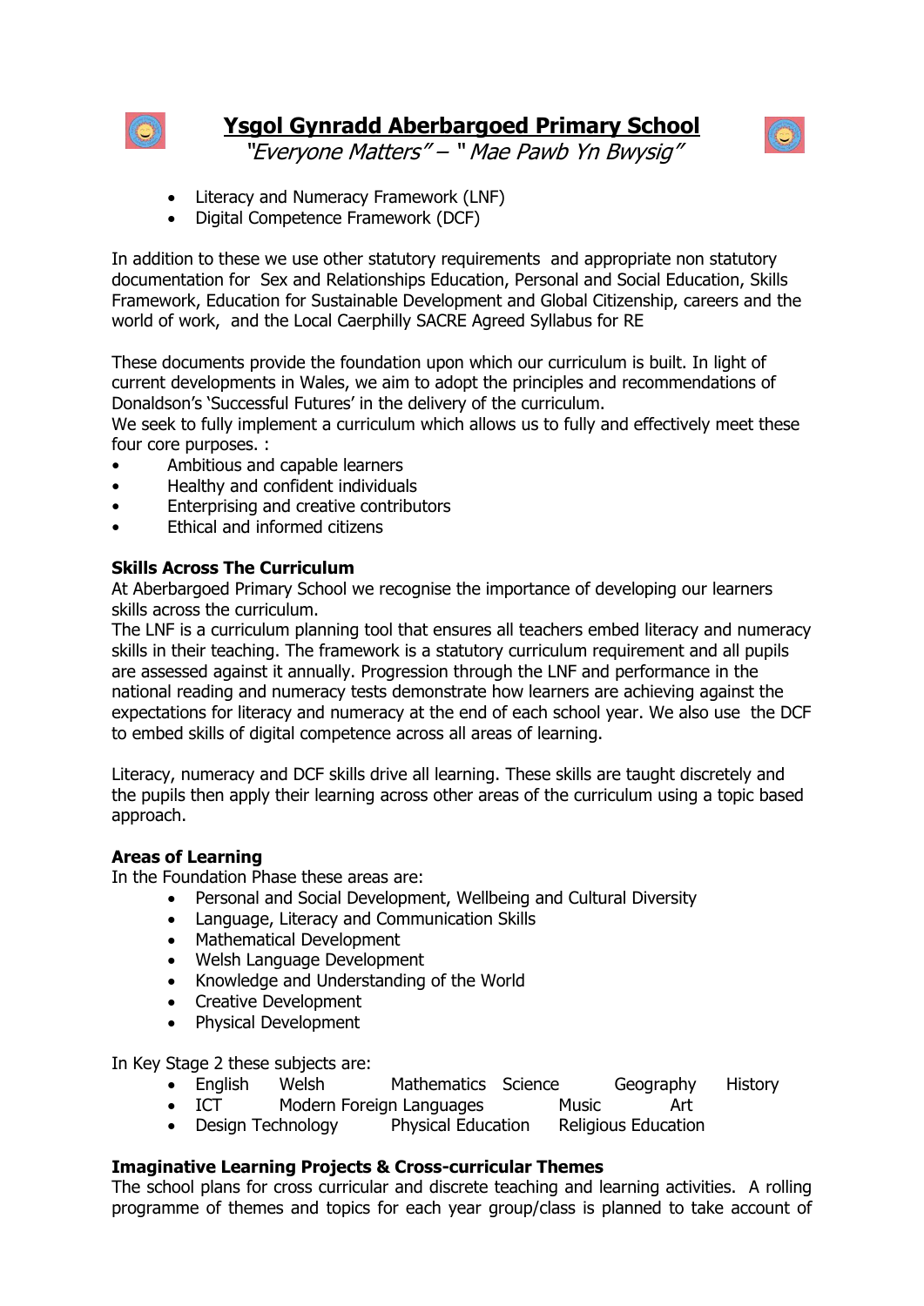- Literacy and Numeracy Framework (LNF)
- Digital Competence Framework (DCF)

In addition to these we use other statutory requirements and appropriate non statutory documentation for Sex and Relationships Education, Personal and Social Education, Skills Framework, Education for Sustainable Development and Global Citizenship, careers and the world of work, and the Local Caerphilly SACRE Agreed Syllabus for RE

These documents provide the foundation upon which our curriculum is built. In light of current developments in Wales, we aim to adopt the principles and recommendations of Donaldson's 'Successful Futures' in the delivery of the curriculum.
We seek to fully implement a curriculum which allows us to fully and effectively meet these four core purposes. :

- Ambitious and capable learners
- Healthy and confident individuals
- Enterprising and creative contributors
- Ethical and informed citizens

**Skills Across The Curriculum**
At Aberbargoed Primary School we recognise the importance of developing our learners skills across the curriculum.
The LNF is a curriculum planning tool that ensures all teachers embed literacy and numeracy skills in their teaching. The framework is a statutory curriculum requirement and all pupils are assessed against it annually. Progression through the LNF and performance in the national reading and numeracy tests demonstrate how learners are achieving against the expectations for literacy and numeracy at the end of each school year. We also use the DCF to embed skills of digital competence across all areas of learning.

Literacy, numeracy and DCF skills drive all learning. These skills are taught discretely and the pupils then apply their learning across other areas of the curriculum using a topic based approach.

**Areas of Learning**
In the Foundation Phase these areas are:

- Personal and Social Development, Wellbeing and Cultural Diversity
- Language, Literacy and Communication Skills
- Mathematical Development
- Welsh Language Development
- Knowledge and Understanding of the World
- Creative Development
- Physical Development

In Key Stage 2 these subjects are:

- English Welsh Mathematics Science Geography History
- ICT Modern Foreign Languages Music Art
- Design Technology Physical Education Religious Education

**Imaginative Learning Projects & Cross-curricular Themes**
The school plans for cross curricular and discrete teaching and learning activities. A rolling programme of themes and topics for each year group/class is planned to take account of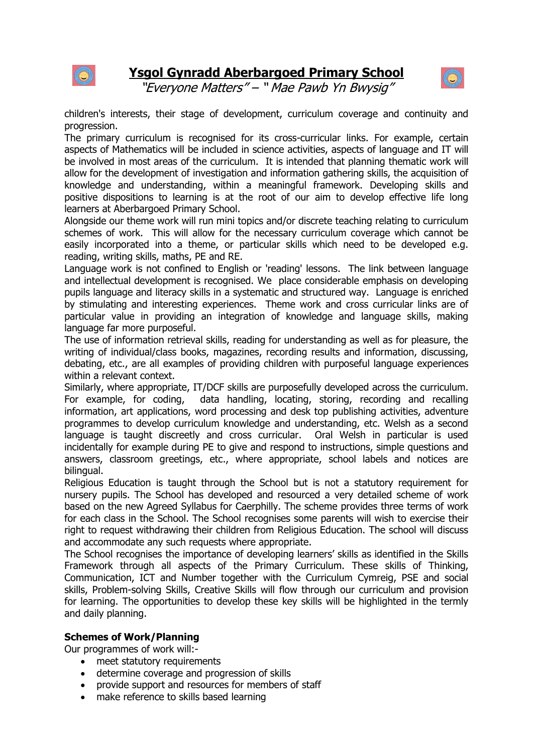children's interests, their stage of development, curriculum coverage and continuity and progression.

The primary curriculum is recognised for its cross-curricular links. For example, certain aspects of Mathematics will be included in science activities, aspects of language and IT will be involved in most areas of the curriculum. It is intended that planning thematic work will allow for the development of investigation and information gathering skills, the acquisition of knowledge and understanding, within a meaningful framework. Developing skills and positive dispositions to learning is at the root of our aim to develop effective life long learners at Aberbargoed Primary School.

Alongside our theme work will run mini topics and/or discrete teaching relating to curriculum schemes of work. This will allow for the necessary curriculum coverage which cannot be easily incorporated into a theme, or particular skills which need to be developed e.g. reading, writing skills, maths, PE and RE.

Language work is not confined to English or 'reading' lessons. The link between language and intellectual development is recognised. We place considerable emphasis on developing pupils language and literacy skills in a systematic and structured way. Language is enriched by stimulating and interesting experiences. Theme work and cross curricular links are of particular value in providing an integration of knowledge and language skills, making language far more purposeful.

The use of information retrieval skills, reading for understanding as well as for pleasure, the writing of individual/class books, magazines, recording results and information, discussing, debating, etc., are all examples of providing children with purposeful language experiences within a relevant context.

Similarly, where appropriate, IT/DCF skills are purposefully developed across the curriculum. For example, for coding, data handling, locating, storing, recording and recalling information, art applications, word processing and desk top publishing activities, adventure programmes to develop curriculum knowledge and understanding, etc. Welsh as a second language is taught discreetly and cross curricular. Oral Welsh in particular is used incidentally for example during PE to give and respond to instructions, simple questions and answers, classroom greetings, etc., where appropriate, school labels and notices are bilingual.

Religious Education is taught through the School but is not a statutory requirement for nursery pupils. The School has developed and resourced a very detailed scheme of work based on the new Agreed Syllabus for Caerphilly. The scheme provides three terms of work for each class in the School. The School recognises some parents will wish to exercise their right to request withdrawing their children from Religious Education. The school will discuss and accommodate any such requests where appropriate.

The School recognises the importance of developing learners' skills as identified in the Skills Framework through all aspects of the Primary Curriculum. These skills of Thinking, Communication, ICT and Number together with the Curriculum Cymreig, PSE and social skills, Problem-solving Skills, Creative Skills will flow through our curriculum and provision for learning. The opportunities to develop these key skills will be highlighted in the termly and daily planning.

**Schemes of Work/Planning**

Our programmes of work will:-

- meet statutory requirements
- determine coverage and progression of skills
- provide support and resources for members of staff
- make reference to skills based learning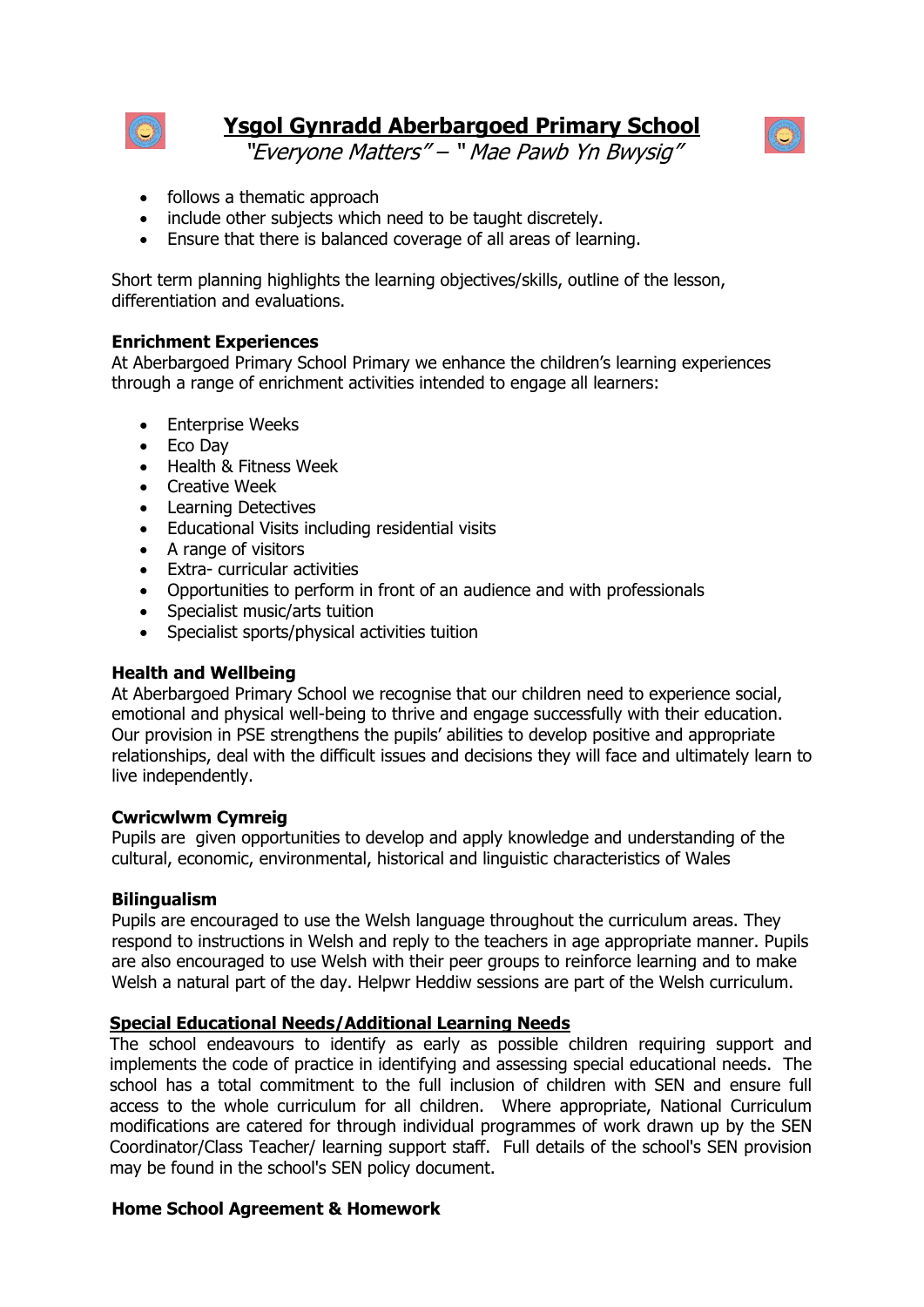- follows a thematic approach
- include other subjects which need to be taught discretely.
- Ensure that there is balanced coverage of all areas of learning.

Short term planning highlights the learning objectives/skills, outline of the lesson, differentiation and evaluations.

**Enrichment Experiences**

At Aberbargoed Primary School Primary we enhance the children's learning experiences through a range of enrichment activities intended to engage all learners:

- Enterprise Weeks
- Eco Day
- Health & Fitness Week
- Creative Week
- Learning Detectives
- Educational Visits including residential visits
- A range of visitors
- Extra- curricular activities
- Opportunities to perform in front of an audience and with professionals
- Specialist music/arts tuition
- Specialist sports/physical activities tuition

**Health and Wellbeing**

At Aberbargoed Primary School we recognise that our children need to experience social, emotional and physical well-being to thrive and engage successfully with their education. Our provision in PSE strengthens the pupils' abilities to develop positive and appropriate relationships, deal with the difficult issues and decisions they will face and ultimately learn to live independently.

**Cwricwlwm Cymreig**

Pupils are given opportunities to develop and apply knowledge and understanding of the cultural, economic, environmental, historical and linguistic characteristics of Wales

**Bilingualism**

Pupils are encouraged to use the Welsh language throughout the curriculum areas. They respond to instructions in Welsh and reply to the teachers in age appropriate manner. Pupils are also encouraged to use Welsh with their peer groups to reinforce learning and to make Welsh a natural part of the day. Helpwr Heddiw sessions are part of the Welsh curriculum.

**Special Educational Needs/Additional Learning Needs**

The school endeavours to identify as early as possible children requiring support and implements the code of practice in identifying and assessing special educational needs. The school has a total commitment to the full inclusion of children with SEN and ensure full access to the whole curriculum for all children. Where appropriate, National Curriculum modifications are catered for through individual programmes of work drawn up by the SEN Coordinator/Class Teacher/ learning support staff. Full details of the school's SEN provision may be found in the school's SEN policy document.

**Home School Agreement & Homework**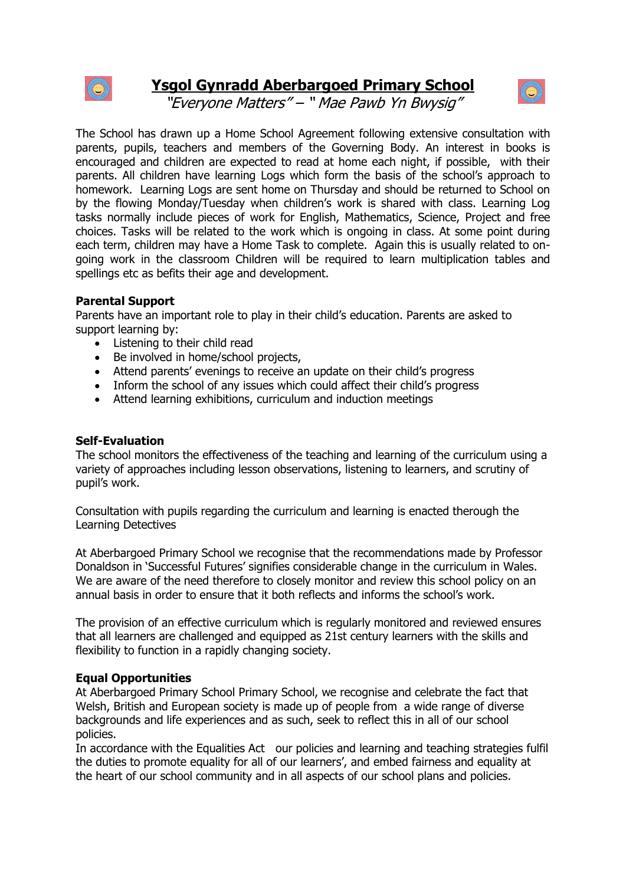# Ysgol Gynradd Aberbargoed Primary School

*"Everyone Matters" – " Mae Pawb Yn Bwysig"*

The School has drawn up a Home School Agreement following extensive consultation with parents, pupils, teachers and members of the Governing Body. An interest in books is encouraged and children are expected to read at home each night, if possible, with their parents. All children have learning Logs which form the basis of the school's approach to homework. Learning Logs are sent home on Thursday and should be returned to School on by the flowing Monday/Tuesday when children's work is shared with class. Learning Log tasks normally include pieces of work for English, Mathematics, Science, Project and free choices. Tasks will be related to the work which is ongoing in class. At some point during each term, children may have a Home Task to complete. Again this is usually related to on-going work in the classroom Children will be required to learn multiplication tables and spellings etc as befits their age and development.

**Parental Support**

Parents have an important role to play in their child's education. Parents are asked to support learning by:

- Listening to their child read
- Be involved in home/school projects,
- Attend parents' evenings to receive an update on their child's progress
- Inform the school of any issues which could affect their child's progress
- Attend learning exhibitions, curriculum and induction meetings

**Self-Evaluation**

The school monitors the effectiveness of the teaching and learning of the curriculum using a variety of approaches including lesson observations, listening to learners, and scrutiny of pupil's work.

Consultation with pupils regarding the curriculum and learning is enacted therough the Learning Detectives

At Aberbargoed Primary School we recognise that the recommendations made by Professor Donaldson in 'Successful Futures' signifies considerable change in the curriculum in Wales. We are aware of the need therefore to closely monitor and review this school policy on an annual basis in order to ensure that it both reflects and informs the school's work.

The provision of an effective curriculum which is regularly monitored and reviewed ensures that all learners are challenged and equipped as 21st century learners with the skills and flexibility to function in a rapidly changing society.

**Equal Opportunities**

At Aberbargoed Primary School Primary School, we recognise and celebrate the fact that Welsh, British and European society is made up of people from a wide range of diverse backgrounds and life experiences and as such, seek to reflect this in all of our school policies.

In accordance with the Equalities Act our policies and learning and teaching strategies fulfil the duties to promote equality for all of our learners', and embed fairness and equality at the heart of our school community and in all aspects of our school plans and policies.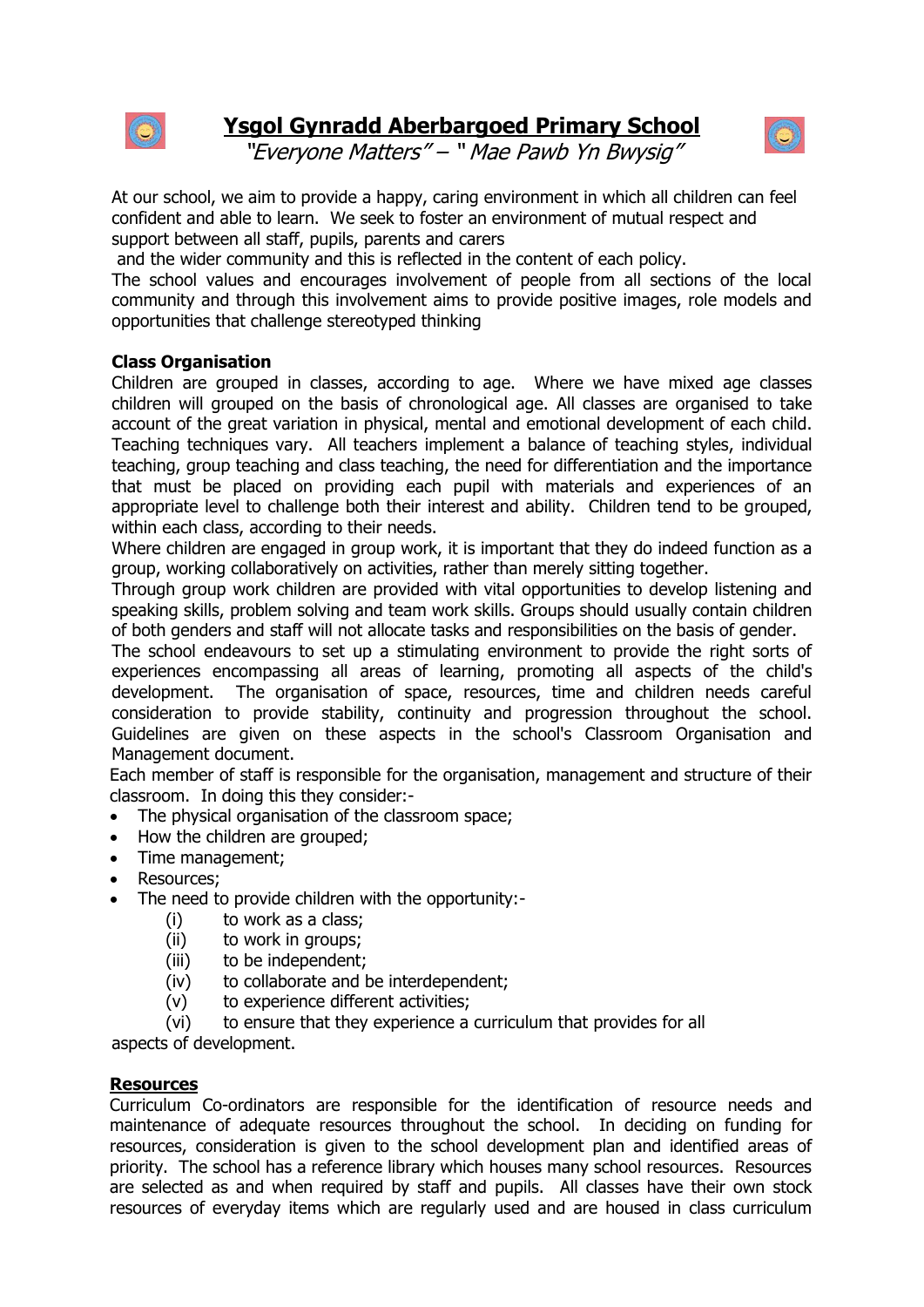# Ysgol Gynradd Aberbargoed Primary School

*"Everyone Matters" – " Mae Pawb Yn Bwysig"*

At our school, we aim to provide a happy, caring environment in which all children can feel confident and able to learn. We seek to foster an environment of mutual respect and support between all staff, pupils, parents and carers and the wider community and this is reflected in the content of each policy.

The school values and encourages involvement of people from all sections of the local community and through this involvement aims to provide positive images, role models and opportunities that challenge stereotyped thinking

**Class Organisation**

Children are grouped in classes, according to age. Where we have mixed age classes children will grouped on the basis of chronological age. All classes are organised to take account of the great variation in physical, mental and emotional development of each child. Teaching techniques vary. All teachers implement a balance of teaching styles, individual teaching, group teaching and class teaching, the need for differentiation and the importance that must be placed on providing each pupil with materials and experiences of an appropriate level to challenge both their interest and ability. Children tend to be grouped, within each class, according to their needs.

Where children are engaged in group work, it is important that they do indeed function as a group, working collaboratively on activities, rather than merely sitting together.

Through group work children are provided with vital opportunities to develop listening and speaking skills, problem solving and team work skills. Groups should usually contain children of both genders and staff will not allocate tasks and responsibilities on the basis of gender.

The school endeavours to set up a stimulating environment to provide the right sorts of experiences encompassing all areas of learning, promoting all aspects of the child's development. The organisation of space, resources, time and children needs careful consideration to provide stability, continuity and progression throughout the school. Guidelines are given on these aspects in the school's Classroom Organisation and Management document.

Each member of staff is responsible for the organisation, management and structure of their classroom. In doing this they consider:-

- The physical organisation of the classroom space;
- How the children are grouped;
- Time management;
- Resources;
- The need to provide children with the opportunity:-
    - (i) to work as a class;
    - (ii) to work in groups;
    - (iii) to be independent;
    - (iv) to collaborate and be interdependent;
    - (v) to experience different activities;
    - (vi) to ensure that they experience a curriculum that provides for all aspects of development.

**<u>Resources</u>**

Curriculum Co-ordinators are responsible for the identification of resource needs and maintenance of adequate resources throughout the school. In deciding on funding for resources, consideration is given to the school development plan and identified areas of priority. The school has a reference library which houses many school resources. Resources are selected as and when required by staff and pupils. All classes have their own stock resources of everyday items which are regularly used and are housed in class curriculum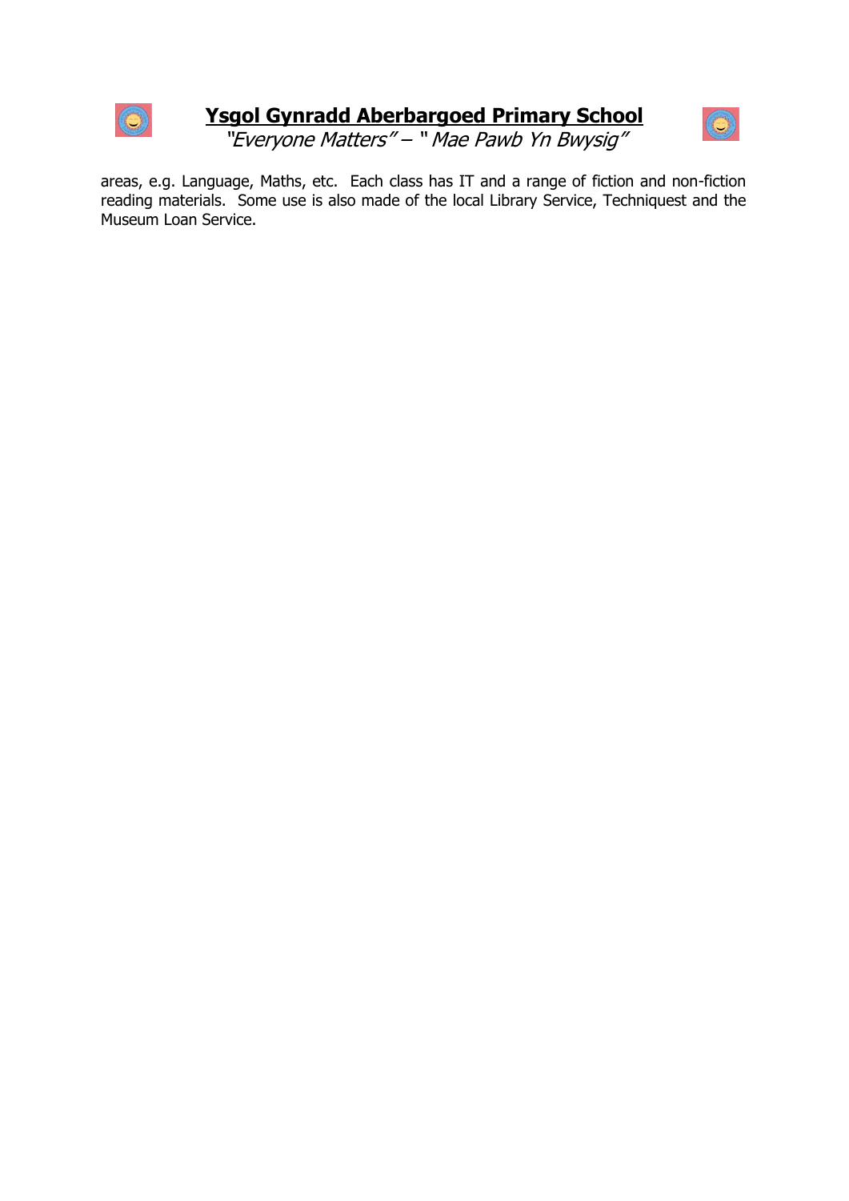areas, e.g. Language, Maths, etc. Each class has IT and a range of fiction and non-fiction reading materials. Some use is also made of the local Library Service, Techniquest and the Museum Loan Service.